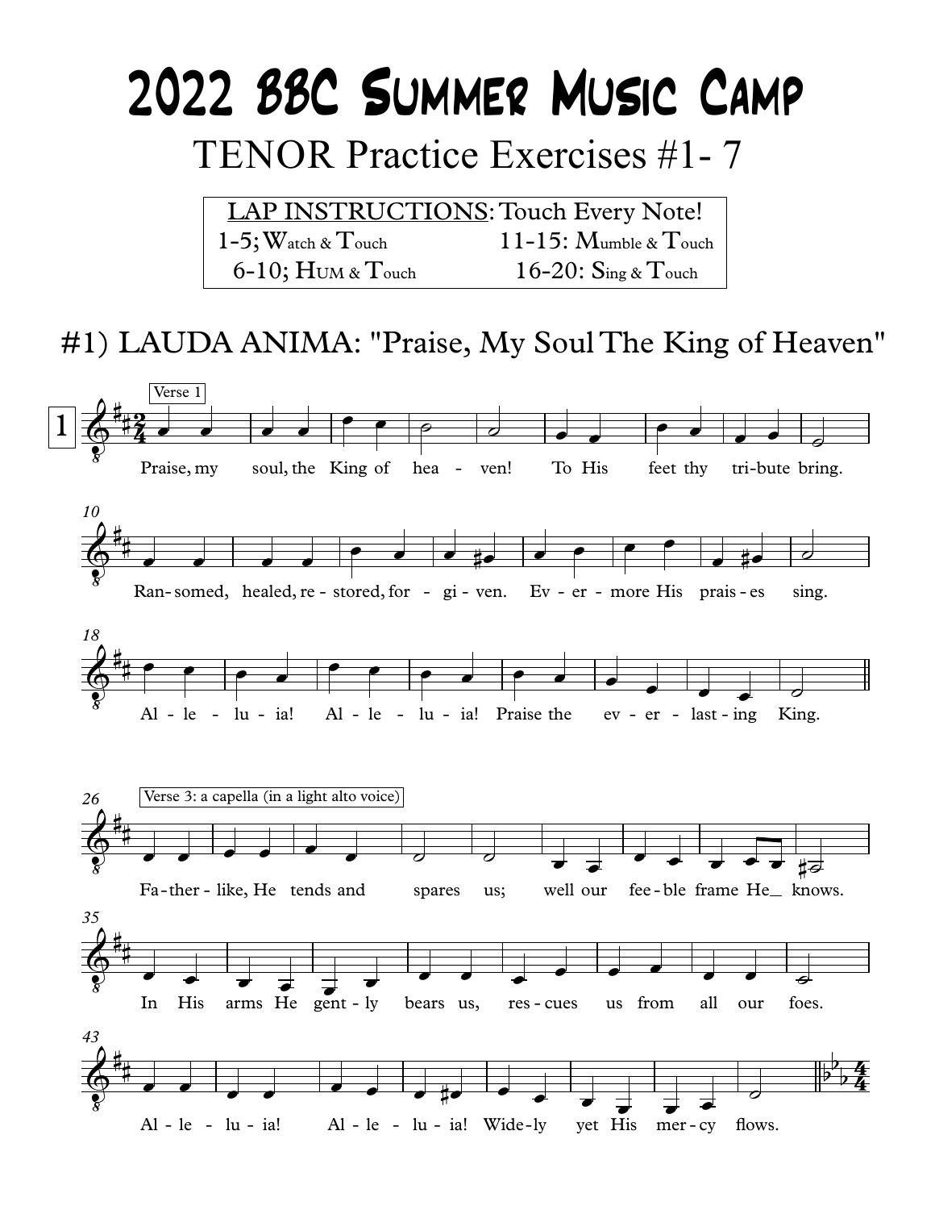# 2022 BBC Summer Music Camp

## TENOR Practice Exercises #1- 7

| LAP INSTRUCTIONS: Touch Every Note! | |
|---|---|
| 1-5; Watch & Touch | 11-15: Mumble & Touch |
| 6-10; HUM & Touch | 16-20: Sing & Touch |

## #1) LAUDA ANIMA: "Praise, My Soul The King of Heaven"

Verse 1

Praise, my soul, the King of hea - ven! To His feet thy tri-bute bring.

Ran-somed, healed, re - stored, for - gi - ven. Ev - er - more His prais - es sing.

Al - le - lu - ia! Al - le - lu - ia! Praise the ev - er - last - ing King.

Verse 3: a capella (in a light alto voice)

Fa - ther - like, He tends and spares us; well our fee - ble frame He_ knows.

In His arms He gent - ly bears us, res - cues us from all our foes.

Al - le - lu - ia! Al - le - lu - ia! Wide-ly yet His mer - cy flows.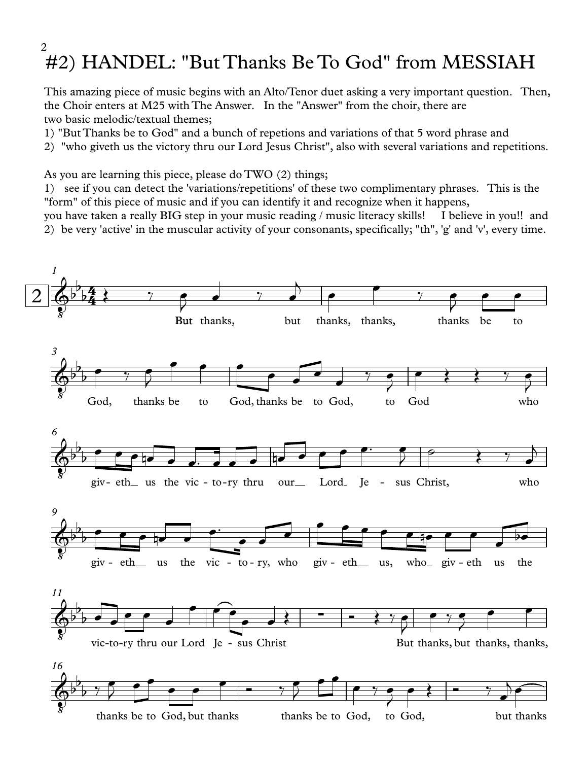# #2) HANDEL: "But Thanks Be To God" from MESSIAH

This amazing piece of music begins with an Alto/Tenor duet asking a very important question. Then, the Choir enters at M25 with The Answer. In the "Answer" from the choir, there are two basic melodic/textual themes;

1) "But Thanks be to God" and a bunch of repetions and variations of that 5 word phrase and
2) "who giveth us the victory thru our Lord Jesus Christ", also with several variations and repetitions.

As you are learning this piece, please do TWO (2) things;

1) see if you can detect the 'variations/repetitions' of these two complimentary phrases. This is the "form" of this piece of music and if you can identify it and recognize when it happens, you have taken a really BIG step in your music reading / music literacy skills! I believe in you!! and
2) be very 'active' in the muscular activity of your consonants, specifically; "th", 'g' and 'v', every time.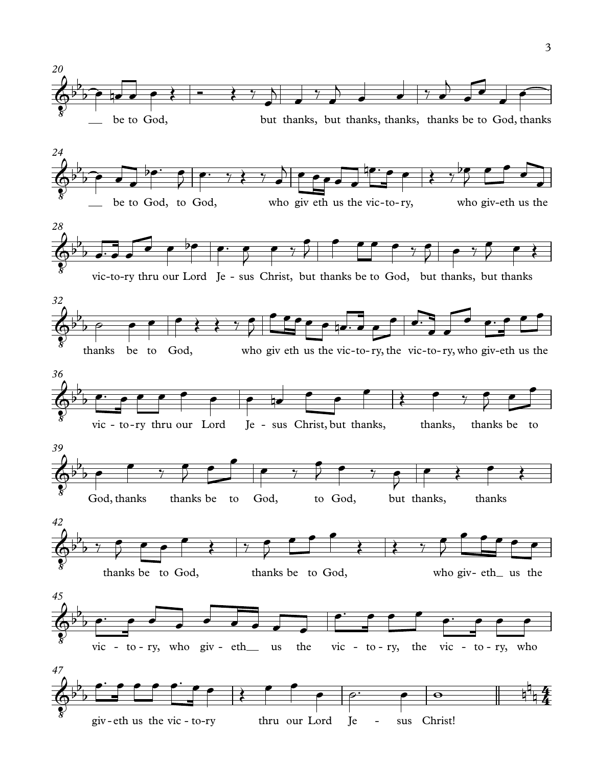20

be to God, but thanks, but thanks, thanks, thanks be to God, thanks

24

be to God, to God, who giv eth us the vic-to-ry, who giv-eth us the

28

vic-to-ry thru our Lord Je - sus Christ, but thanks be to God, but thanks, but thanks

32

thanks be to God, who giv eth us the vic-to-ry, the vic-to-ry, who giv-eth us the

36

vic - to-ry thru our Lord Je - sus Christ, but thanks, thanks, thanks be to

39

God, thanks thanks be to God, to God, but thanks, thanks

42

thanks be to God, thanks be to God, who giv- eth_ us the

45

vic - to-ry, who giv - eth__ us the vic - to-ry, the vic - to-ry, who

47

giv-eth us the vic - to-ry thru our Lord Je - sus Christ!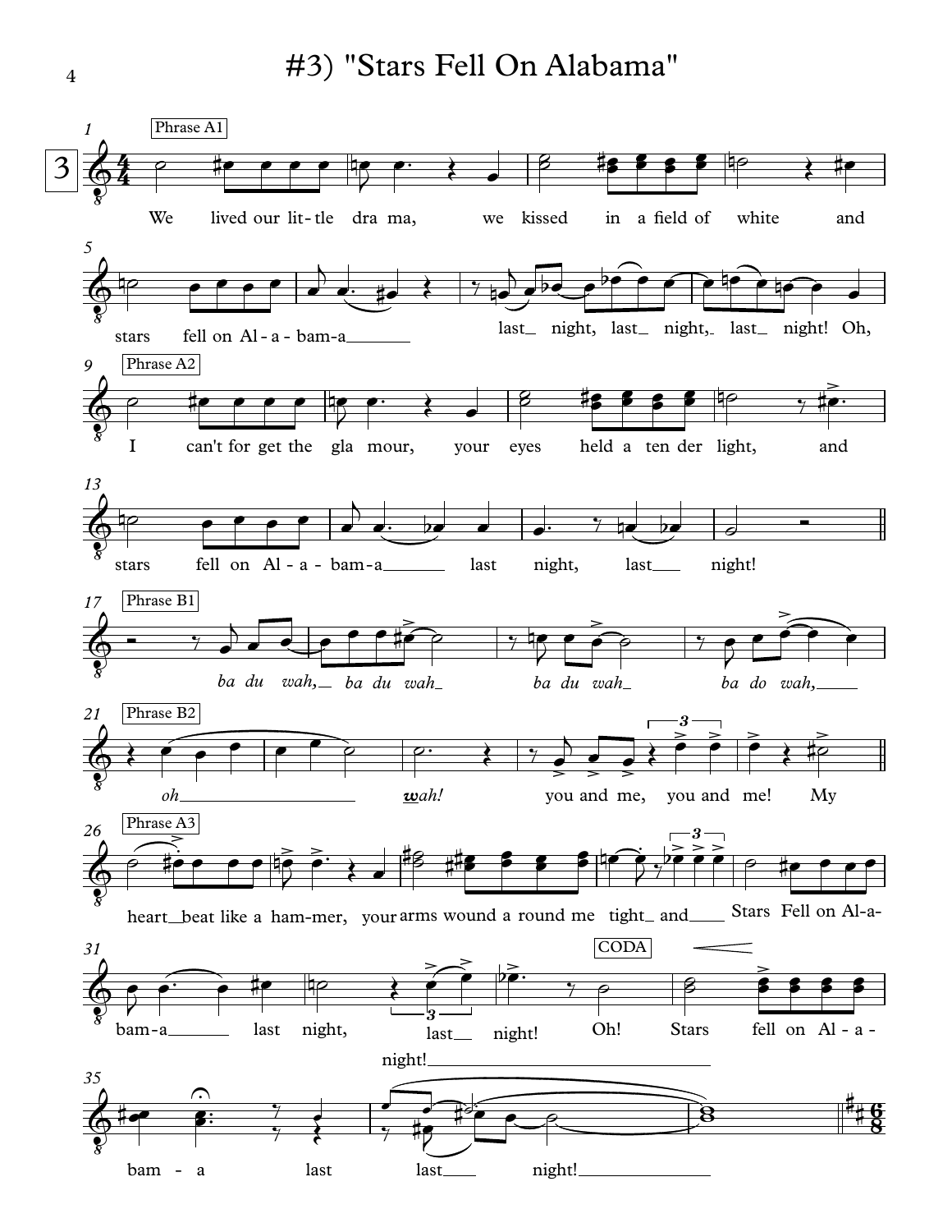# #3) "Stars Fell On Alabama"

**Phrase A1**

We lived our lit- tle dra ma, we kissed in a field of white and stars fell on Al - a - bam-a last night, last night, last night! Oh,

**Phrase A2**

I can't for get the gla mour, your eyes held a ten der light, and stars fell on Al - a - bam-a last night, last night!

**Phrase B1**

*ba du wah, ba du wah ba du wah ba do wah,*

**Phrase B2**

*oh wah!* you and me, you and me! My

**Phrase A3**

heart beat like a ham-mer, your arms wound a round me tight and Stars Fell on Al-a- bam-a last night, last night! night!

CODA

Oh! Stars fell on Al - a - bam - a last last night!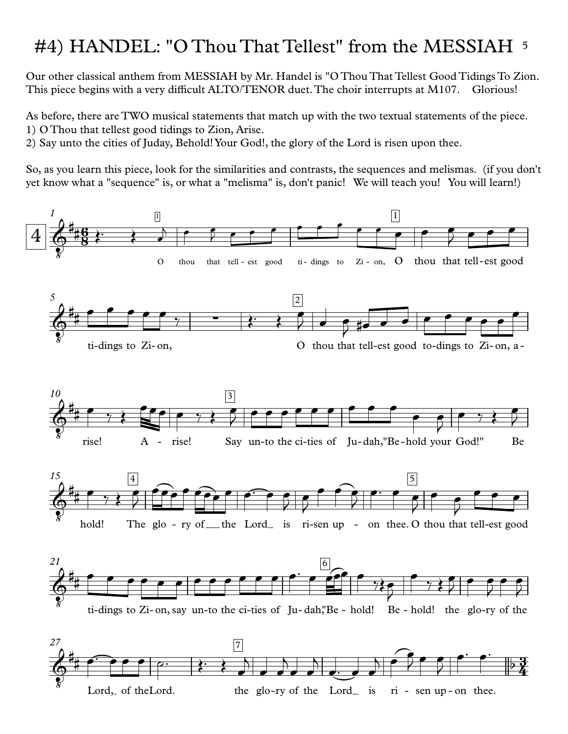# #4) HANDEL: "O Thou That Tellest" from the MESSIAH

Our other classical anthem from MESSIAH by Mr. Handel is "O Thou That Tellest Good Tidings To Zion. This piece begins with a very difficult ALTO/TENOR duet. The choir interrupts at M107. Glorious!

As before, there are TWO musical statements that match up with the two textual statements of the piece.

1) O Thou that tellest good tidings to Zion, Arise.
2) Say unto the cities of Juday, Behold! Your God!, the glory of the Lord is risen upon thee.

So, as you learn this piece, look for the similarities and contrasts, the sequences and melismas. (if you don't yet know what a "sequence" is, or what a "melisma" is, don't panic! We will teach you! You will learn!)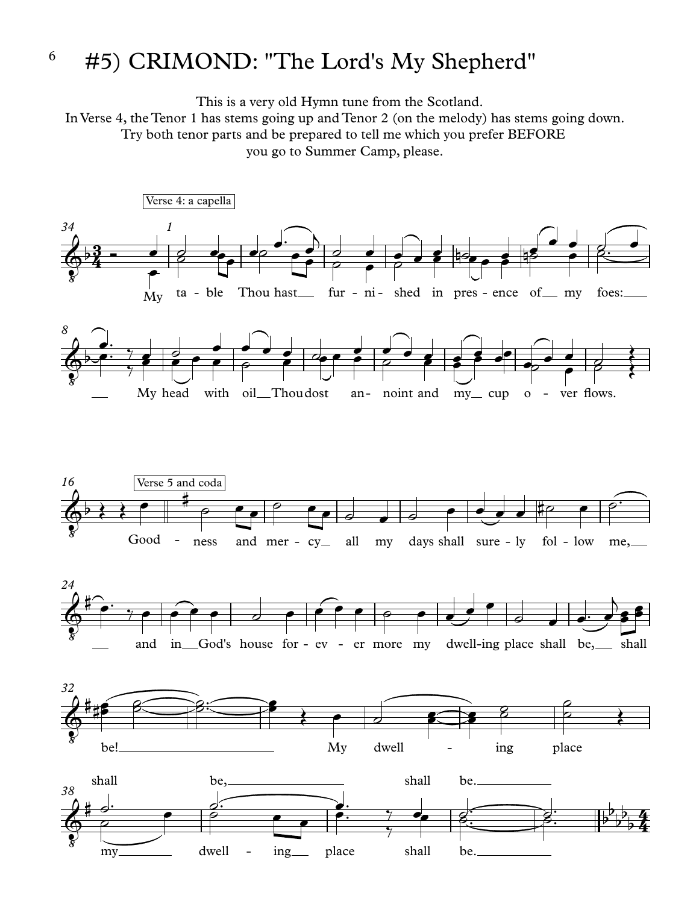# #5) CRIMOND: "The Lord's My Shepherd"

This is a very old Hymn tune from the Scotland.
In Verse 4, the Tenor 1 has stems going up and Tenor 2 (on the melody) has stems going down.
Try both tenor parts and be prepared to tell me which you prefer BEFORE
you go to Summer Camp, please.

Verse 4: a capella

My table Thou hast furnished in presence of my foes: My head with oil Thou dost anoint and my cup over flows.

Verse 5 and coda

Goodness and mercy all my days shall surely follow me, and in God's house forevermore my dwelling place shall be, shall be! My dwelling place shall be, shall be.

my dwelling place shall be.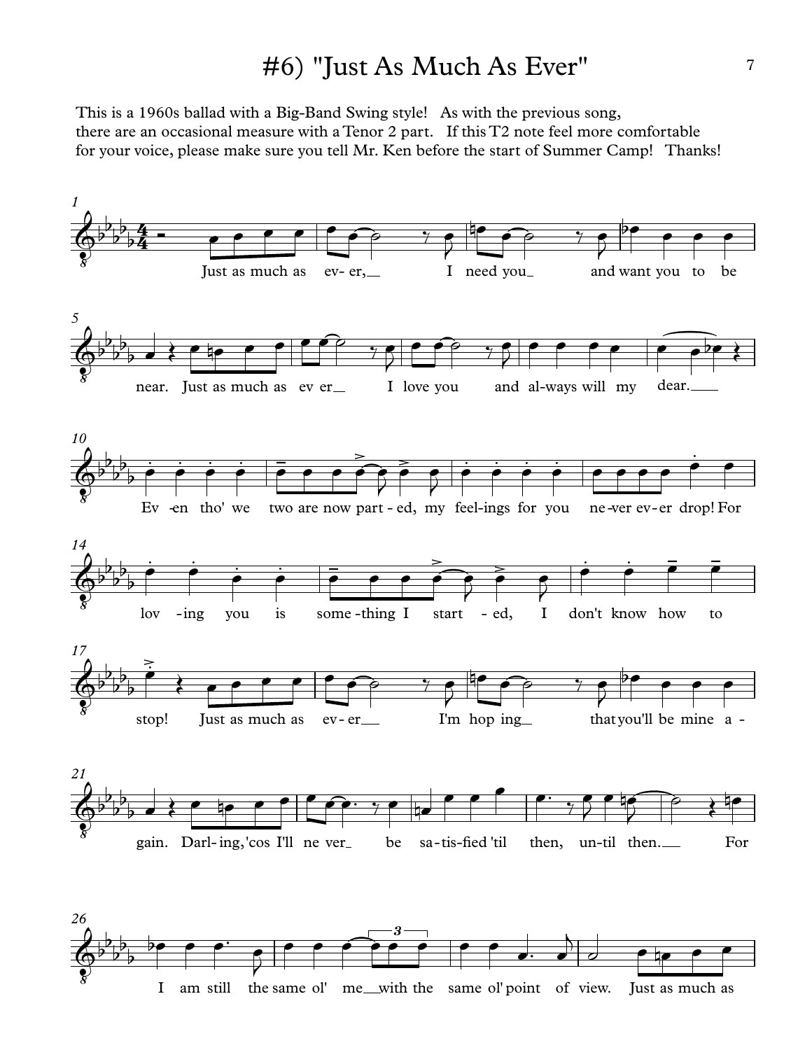# #6) "Just As Much As Ever"

This is a 1960s ballad with a Big-Band Swing style! As with the previous song, there are an occasional measure with a Tenor 2 part. If this T2 note feel more comfortable for your voice, please make sure you tell Mr. Ken before the start of Summer Camp! Thanks!

Just as much as ev- er, I need you and want you to be near. Just as much as ev er I love you and al-ways will my dear.

Ev -en tho' we two are now part - ed, my feel-ings for you ne-ver ev-er drop! For lov -ing you is some -thing I start - ed, I don't know how to stop!

Just as much as ev- er I'm hop ing that you'll be mine a - gain. Darl- ing, 'cos I'll ne ver be sa-tis-fied 'til then, un-til then. For I am still the same ol' me with the same ol' point of view. Just as much as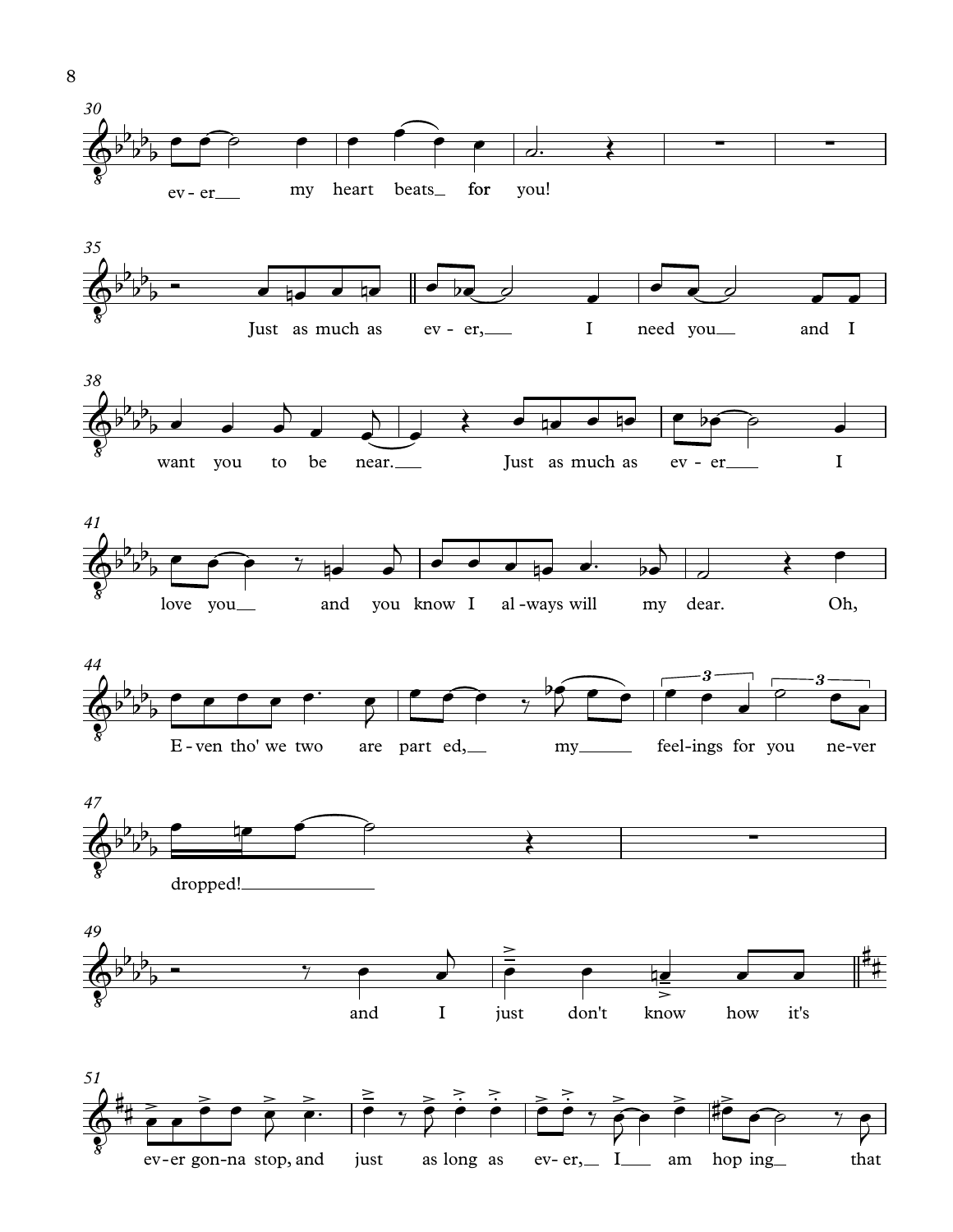30
ev - er ___ my heart beats ___ for you!

35
Just as much as ev - er, ___ I need you ___ and I

38
want you to be near. ___ Just as much as ev - er ___ I

41
love you ___ and you know I al - ways will my dear. Oh,

44
E - ven tho' we two are part ed, ___ my ___ feel-ings for you ne-ver

47
dropped! ___

49
and I just don't know how it's

51
ev-er gon-na stop, and just as long as ev- er, ___ I ___ am hop ing ___ that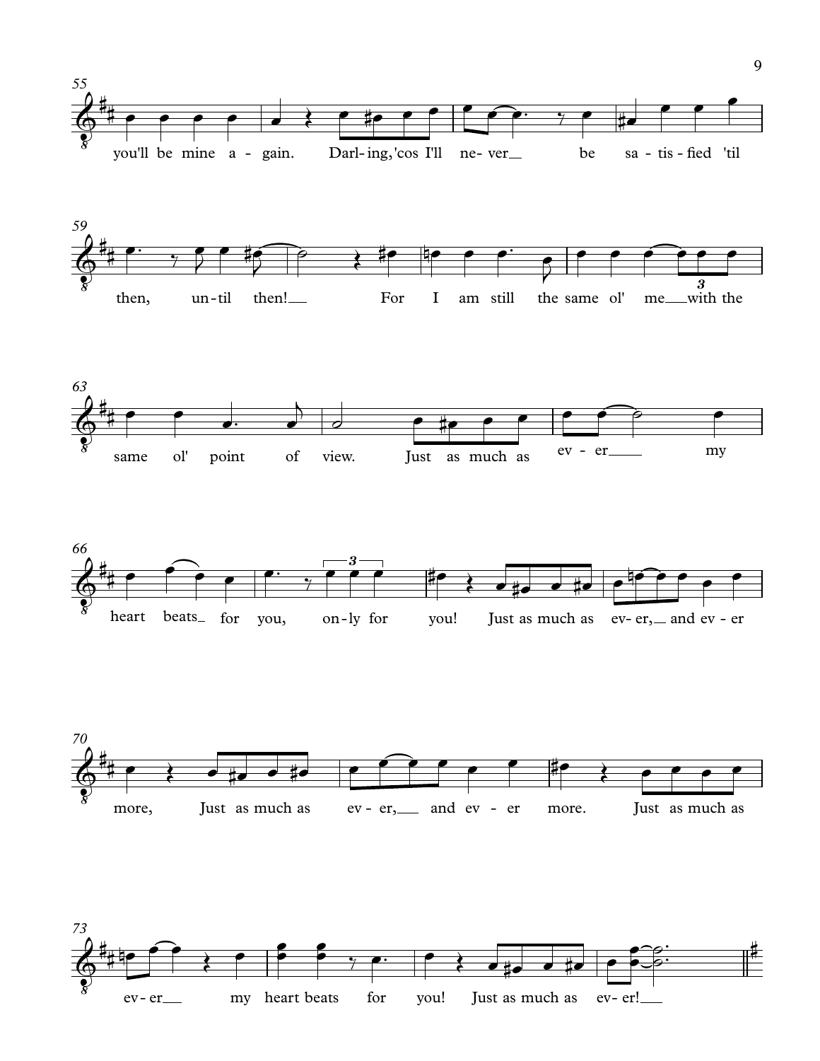you'll be mine a - gain. Darl - ing, 'cos I'll ne - ver be sa - tis - fied 'til

then, un - til then! For I am still the same ol' me with the

same ol' point of view. Just as much as ev - er my

heart beats for you, on - ly for you! Just as much as ev - er, and ev - er

more, Just as much as ev - er, and ev - er more. Just as much as

ev - er my heart beats for you! Just as much as ev - er!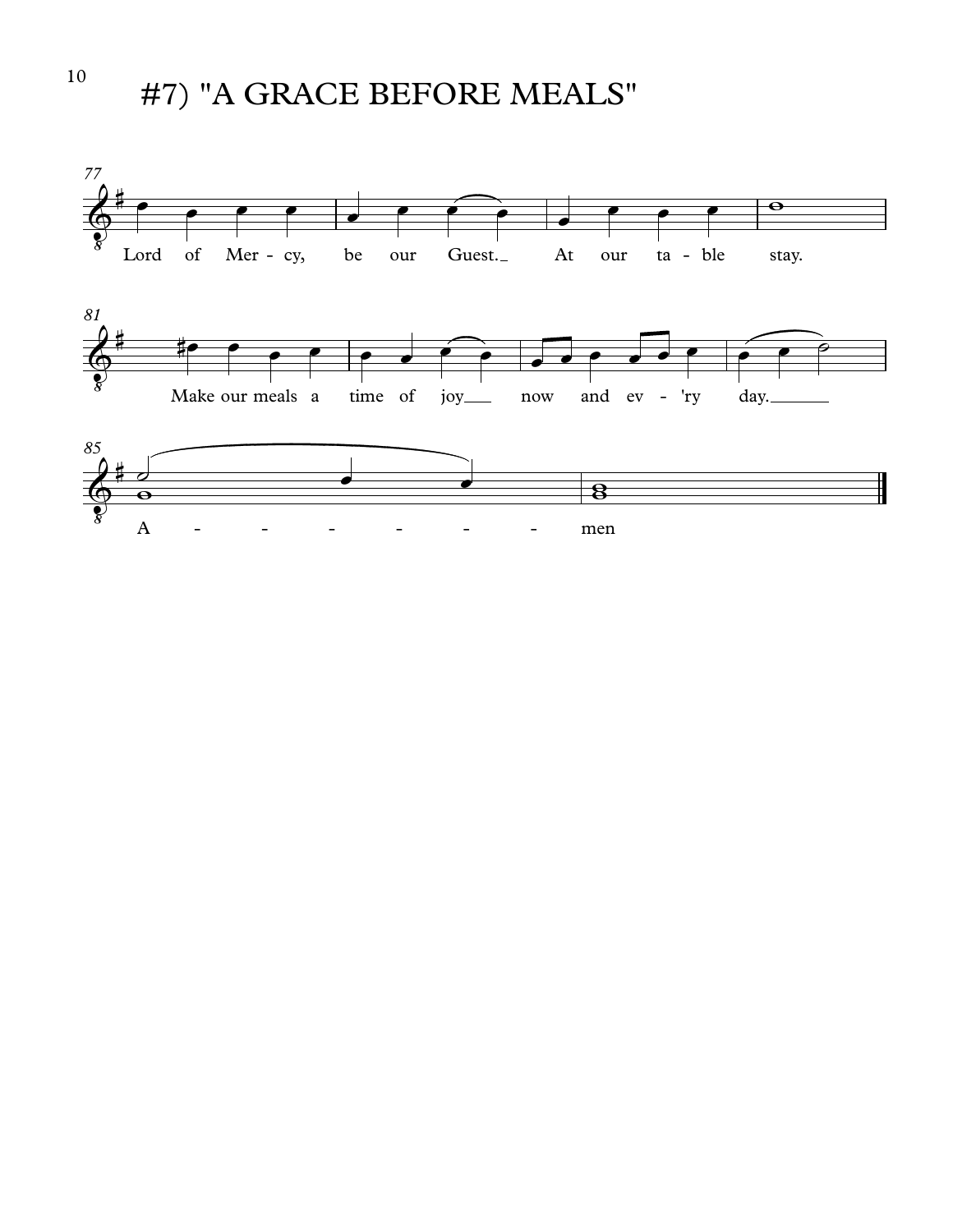# #7) "A GRACE BEFORE MEALS"

Lord of Mer - cy, be our Guest. At our ta - ble stay.

Make our meals a time of joy now and ev - 'ry day.

A - - - - - - men